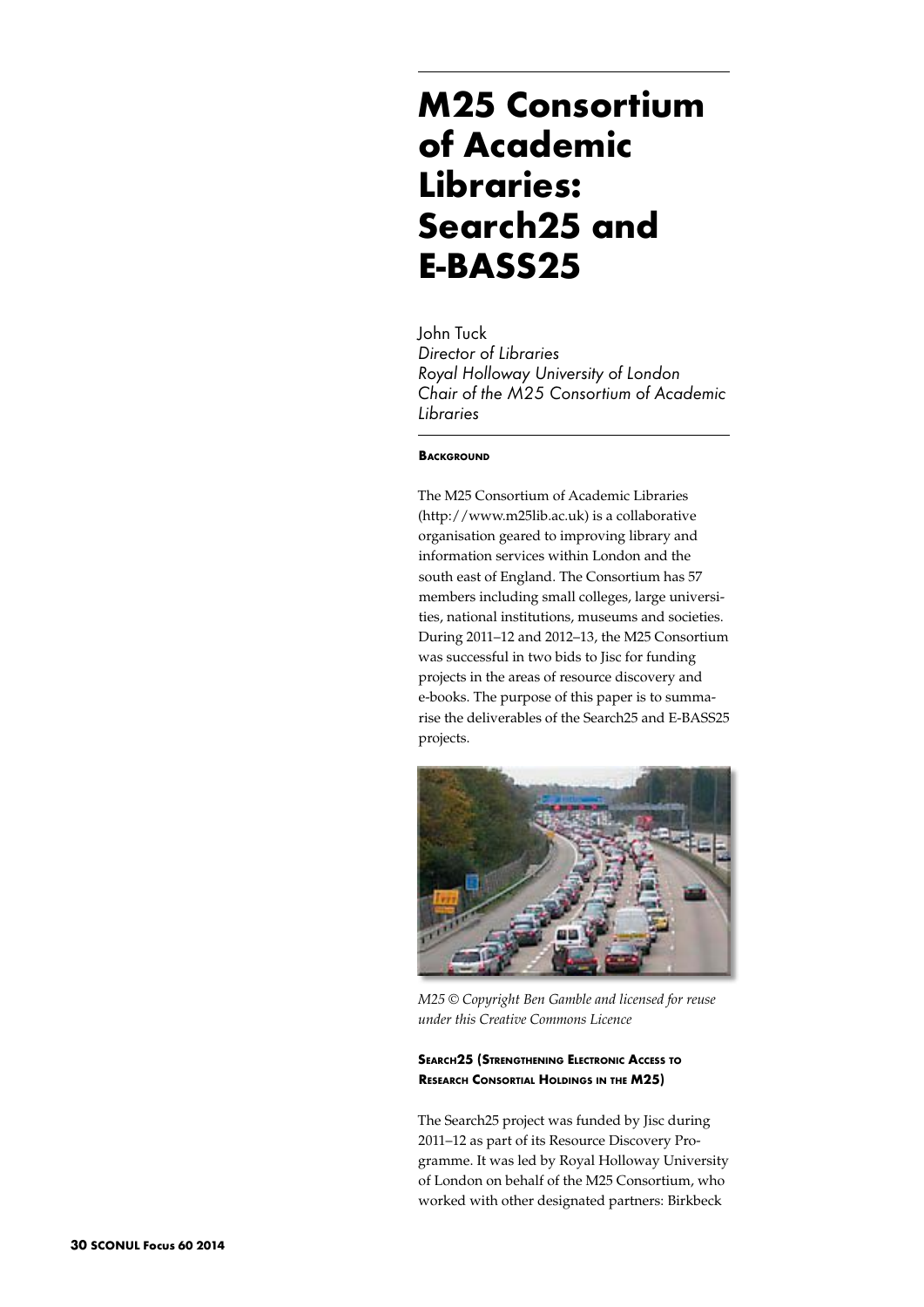# M25 Consortium of Academic Libraries: Search25 and E-BASS25

John Tuck
*Director of Libraries*
*Royal Holloway University of London*
*Chair of the M25 Consortium of Academic Libraries*

## Background

The M25 Consortium of Academic Libraries (http://www.m25lib.ac.uk) is a collaborative organisation geared to improving library and information services within London and the south east of England. The Consortium has 57 members including small colleges, large universities, national institutions, museums and societies. During 2011–12 and 2012–13, the M25 Consortium was successful in two bids to Jisc for funding projects in the areas of resource discovery and e-books. The purpose of this paper is to summarise the deliverables of the Search25 and E-BASS25 projects.

*M25 © Copyright Ben Gamble and licensed for reuse under this Creative Commons Licence*

## Search25 (Strengthening Electronic Access to Research Consortial Holdings in the M25)

The Search25 project was funded by Jisc during 2011–12 as part of its Resource Discovery Programme. It was led by Royal Holloway University of London on behalf of the M25 Consortium, who worked with other designated partners: Birkbeck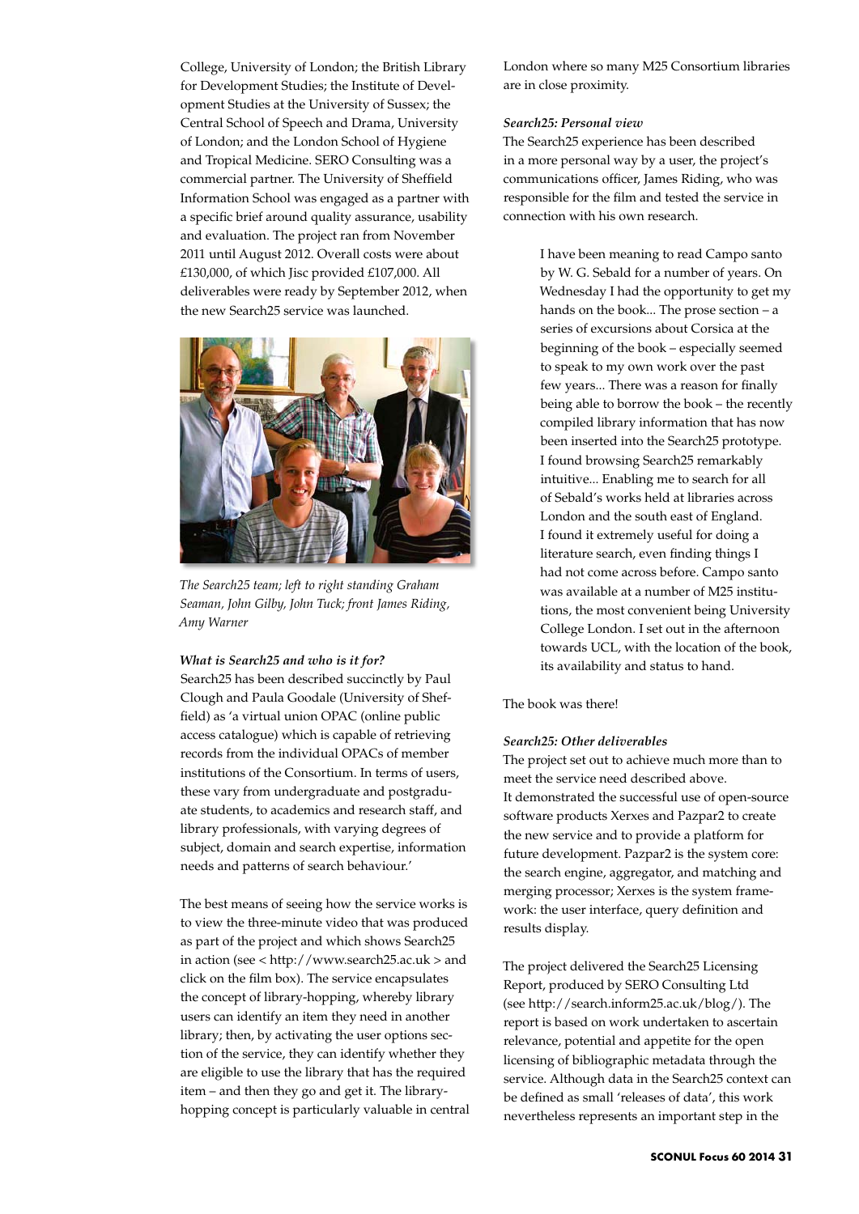College, University of London; the British Library for Development Studies; the Institute of Development Studies at the University of Sussex; the Central School of Speech and Drama, University of London; and the London School of Hygiene and Tropical Medicine. SERO Consulting was a commercial partner. The University of Sheffield Information School was engaged as a partner with a specific brief around quality assurance, usability and evaluation. The project ran from November 2011 until August 2012. Overall costs were about £130,000, of which Jisc provided £107,000. All deliverables were ready by September 2012, when the new Search25 service was launched.

*The Search25 team; left to right standing Graham Seaman, John Gilby, John Tuck; front James Riding, Amy Warner*

***What is Search25 and who is it for?***

Search25 has been described succinctly by Paul Clough and Paula Goodale (University of Sheffield) as 'a virtual union OPAC (online public access catalogue) which is capable of retrieving records from the individual OPACs of member institutions of the Consortium. In terms of users, these vary from undergraduate and postgraduate students, to academics and research staff, and library professionals, with varying degrees of subject, domain and search expertise, information needs and patterns of search behaviour.'

The best means of seeing how the service works is to view the three-minute video that was produced as part of the project and which shows Search25 in action (see < http://www.search25.ac.uk > and click on the film box). The service encapsulates the concept of library-hopping, whereby library users can identify an item they need in another library; then, by activating the user options section of the service, they can identify whether they are eligible to use the library that has the required item – and then they go and get it. The library-hopping concept is particularly valuable in central London where so many M25 Consortium libraries are in close proximity.

***Search25: Personal view***

The Search25 experience has been described in a more personal way by a user, the project's communications officer, James Riding, who was responsible for the film and tested the service in connection with his own research.

> I have been meaning to read Campo santo by W. G. Sebald for a number of years. On Wednesday I had the opportunity to get my hands on the book... The prose section – a series of excursions about Corsica at the beginning of the book – especially seemed to speak to my own work over the past few years... There was a reason for finally being able to borrow the book – the recently compiled library information that has now been inserted into the Search25 prototype. I found browsing Search25 remarkably intuitive... Enabling me to search for all of Sebald's works held at libraries across London and the south east of England. I found it extremely useful for doing a literature search, even finding things I had not come across before. Campo santo was available at a number of M25 institutions, the most convenient being University College London. I set out in the afternoon towards UCL, with the location of the book, its availability and status to hand.

The book was there!

***Search25: Other deliverables***

The project set out to achieve much more than to meet the service need described above. It demonstrated the successful use of open-source software products Xerxes and Pazpar2 to create the new service and to provide a platform for future development. Pazpar2 is the system core: the search engine, aggregator, and matching and merging processor; Xerxes is the system framework: the user interface, query definition and results display.

The project delivered the Search25 Licensing Report, produced by SERO Consulting Ltd (see http://search.inform25.ac.uk/blog/). The report is based on work undertaken to ascertain relevance, potential and appetite for the open licensing of bibliographic metadata through the service. Although data in the Search25 context can be defined as small 'releases of data', this work nevertheless represents an important step in the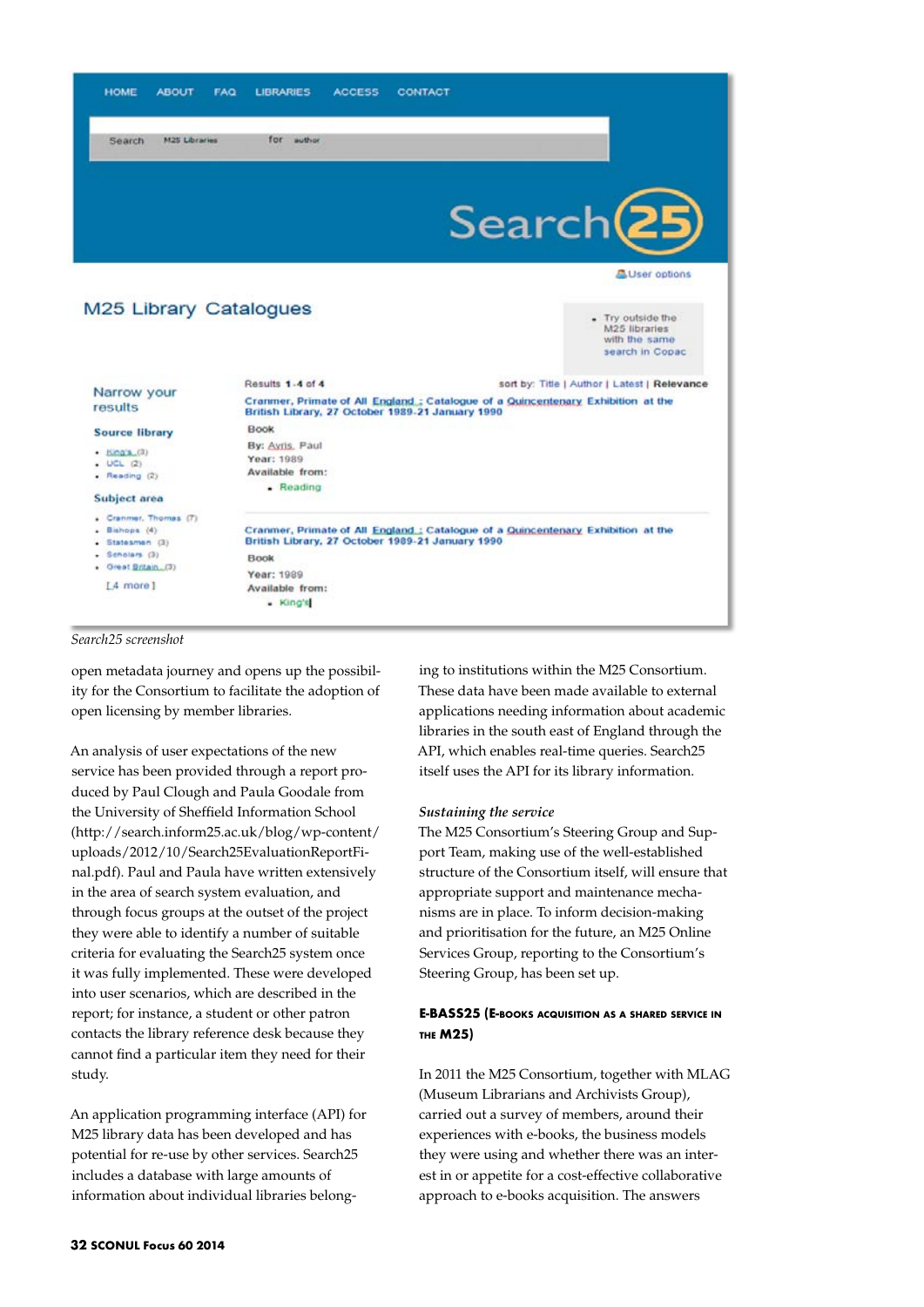*Search25 screenshot*

open metadata journey and opens up the possibility for the Consortium to facilitate the adoption of open licensing by member libraries.

An analysis of user expectations of the new service has been provided through a report produced by Paul Clough and Paula Goodale from the University of Sheffield Information School (http://search.inform25.ac.uk/blog/wp-content/uploads/2012/10/Search25EvaluationReportFinal.pdf). Paul and Paula have written extensively in the area of search system evaluation, and through focus groups at the outset of the project they were able to identify a number of suitable criteria for evaluating the Search25 system once it was fully implemented. These were developed into user scenarios, which are described in the report; for instance, a student or other patron contacts the library reference desk because they cannot find a particular item they need for their study.

An application programming interface (API) for M25 library data has been developed and has potential for re-use by other services. Search25 includes a database with large amounts of information about individual libraries belonging to institutions within the M25 Consortium. These data have been made available to external applications needing information about academic libraries in the south east of England through the API, which enables real-time queries. Search25 itself uses the API for its library information.

*Sustaining the service*

The M25 Consortium's Steering Group and Support Team, making use of the well-established structure of the Consortium itself, will ensure that appropriate support and maintenance mechanisms are in place. To inform decision-making and prioritisation for the future, an M25 Online Services Group, reporting to the Consortium's Steering Group, has been set up.

## E-BASS25 (E-books acquisition as a shared service in the M25)

In 2011 the M25 Consortium, together with MLAG (Museum Librarians and Archivists Group), carried out a survey of members, around their experiences with e-books, the business models they were using and whether there was an interest in or appetite for a cost-effective collaborative approach to e-books acquisition. The answers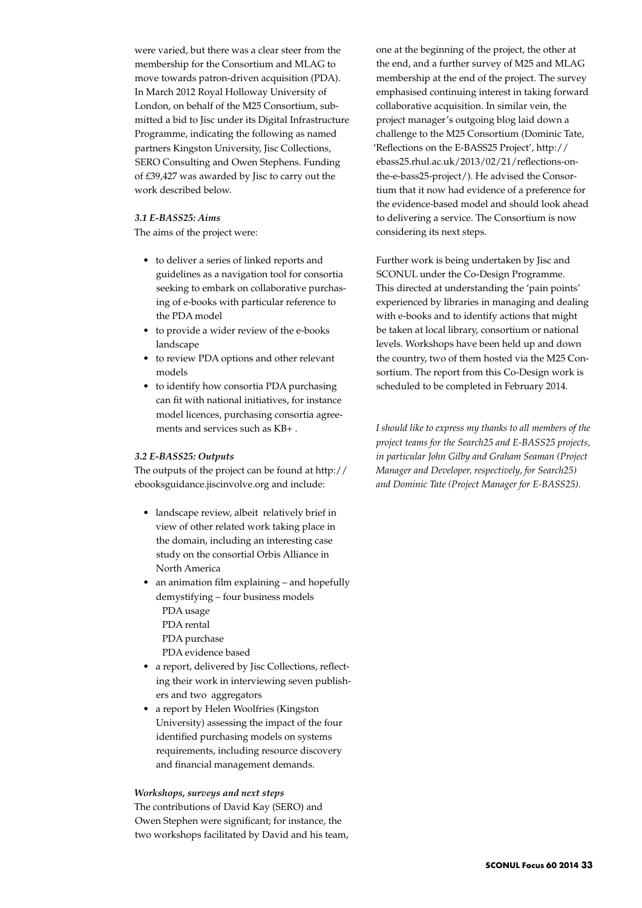were varied, but there was a clear steer from the membership for the Consortium and MLAG to move towards patron-driven acquisition (PDA). In March 2012 Royal Holloway University of London, on behalf of the M25 Consortium, submitted a bid to Jisc under its Digital Infrastructure Programme, indicating the following as named partners Kingston University, Jisc Collections, SERO Consulting and Owen Stephens. Funding of £39,427 was awarded by Jisc to carry out the work described below.

***3.1 E-BASS25: Aims***

The aims of the project were:

- to deliver a series of linked reports and guidelines as a navigation tool for consortia seeking to embark on collaborative purchasing of e-books with particular reference to the PDA model
- to provide a wider review of the e-books landscape
- to review PDA options and other relevant models
- to identify how consortia PDA purchasing can fit with national initiatives, for instance model licences, purchasing consortia agreements and services such as KB+ .

***3.2 E-BASS25: Outputs***

The outputs of the project can be found at http://ebooksguidance.jiscinvolve.org and include:

- landscape review, albeit relatively brief in view of other related work taking place in the domain, including an interesting case study on the consortial Orbis Alliance in North America
- an animation film explaining – and hopefully demystifying – four business models
  - PDA usage
  - PDA rental
  - PDA purchase
  - PDA evidence based
- a report, delivered by Jisc Collections, reflecting their work in interviewing seven publishers and two aggregators
- a report by Helen Woolfries (Kingston University) assessing the impact of the four identified purchasing models on systems requirements, including resource discovery and financial management demands.

***Workshops, surveys and next steps***

The contributions of David Kay (SERO) and Owen Stephen were significant; for instance, the two workshops facilitated by David and his team, one at the beginning of the project, the other at the end, and a further survey of M25 and MLAG membership at the end of the project. The survey emphasised continuing interest in taking forward collaborative acquisition. In similar vein, the project manager's outgoing blog laid down a challenge to the M25 Consortium (Dominic Tate, 'Reflections on the E-BASS25 Project', http://ebass25.rhul.ac.uk/2013/02/21/reflections-on-the-e-bass25-project/). He advised the Consortium that it now had evidence of a preference for the evidence-based model and should look ahead to delivering a service. The Consortium is now considering its next steps.

Further work is being undertaken by Jisc and SCONUL under the Co-Design Programme. This directed at understanding the 'pain points' experienced by libraries in managing and dealing with e-books and to identify actions that might be taken at local library, consortium or national levels. Workshops have been held up and down the country, two of them hosted via the M25 Consortium. The report from this Co-Design work is scheduled to be completed in February 2014.

*I should like to express my thanks to all members of the project teams for the Search25 and E-BASS25 projects, in particular John Gilby and Graham Seaman (Project Manager and Developer, respectively, for Search25) and Dominic Tate (Project Manager for E-BASS25).*